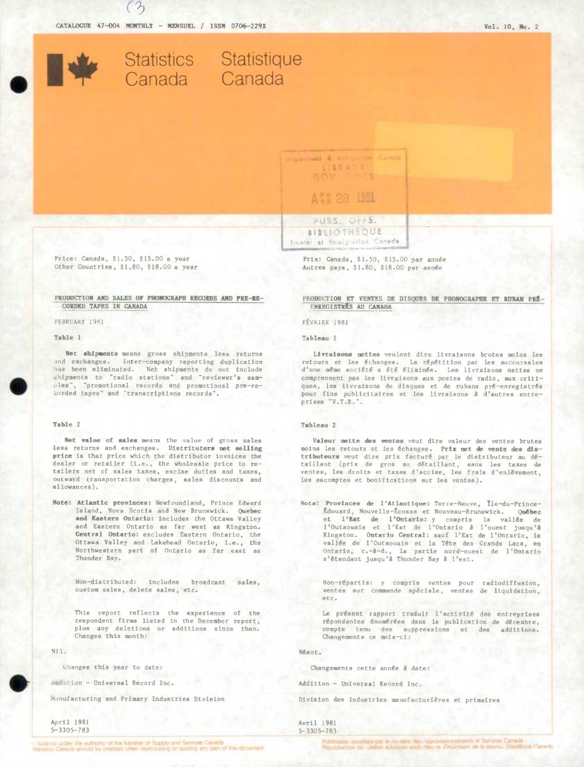CATALOGUE 47-004 MONTHLY - MENSUEL / ISSN 0706-229X

Vol. 10, No. 2

Statistics Canada Statistique Canada

Price: Canada, $1.50, $15.00 a year
Other Countries, $1.80, $18.00 a year

## PRODUCTION AND SALES OF PHONOGRAPH RECORDS AND PRE-RECORDED TAPES IN CANADA

FEBRUARY 1981

### Table 1

**Net shipments** means gross shipments less returns and exchanges. Inter-company reporting duplication has been eliminated. Net shipments do not include shipments to "radio stations" and "reviewer's samples", "promotional records and promotional pre-recorded tapes" and "transcriptions records".

### Table 2

**Net value of sales** means the value of gross sales less returns and exchanges. **Distributors net selling price** is that price which the distributor invoices the dealer or retailer (i.e., the wholesale price to retailers net of sales taxes, excise duties and taxes, outward transportation charges, sales discounts and allowances).

**Note: Atlantic provinces:** Newfoundland, Prince Edward Island, Nova Scotia and New Brunswick. **Quebec and Eastern Ontario:** includes the Ottawa Valley and Eastern Ontario as far west as Kingston. **Central Ontario:** excludes Eastern Ontario, the Ottawa Valley and Lakehead Ontario, i.e., the Northwestern part of Ontario as far east as Thunder Bay.

Non-distributed: includes broadcast sales, custom sales, delete sales, etc.

This report reflects the experience of the respondent firms listed in the December report, plus any deletions or additions since then. Changes this month:

Nil.

Changes this year to date:

Addition - Universal Record Inc.

Manufacturing and Primary Industries Division

April 1981
5-3305-783

Prix: Canada, $1.50, $15.00 par année
Autres pays, $1.80, $18.00 par année

## PRODUCTION ET VENTES DE DISQUES DE PHONOGRAPHE ET RUBAN PRÉ-ENREGISTRÉS AU CANADA

FÉVRIER 1981

### Tableau 1

**Livraisons nettes** veulent dire livraisons brutes moins les retours et les échanges. La répétition par les succursales d'une même société a été éliminée. Les livraisons nettes ne comprennent pas les livraisons aux postes de radio, aux critiques, les livraisons de disques et de rubans pré-enregistrés pour fins publicitaires et les livraisons à d'autres entreprises "V.T.R.".

### Tableau 2

**Valeur nette des ventes** veut dire valeur des ventes brutes moins les retours et les échanges. **Prix net de vente des distributeurs** veut dire prix facturé par le distributeur au détaillant (prix de gros au détaillant, sans les taxes de ventes, les droits et taxes d'accise, les frais d'enlèvement, les escomptes et bonifications sur les ventes).

**Nota: Provinces de l'Atlantique:** Terre-Neuve, Île-du-Prince-Édouard, Nouvelle-Écosse et Nouveau-Brunswick. **Québec et l'Est de l'Ontario:** y compris la vallée de l'Outaouais et l'Est de l'Ontario à l'ouest jusqu'à Kingston. **Ontario Central:** sauf l'Est de l'Ontario, la vallée de l'Outaouais et la Tête des Grands Lacs, en Ontario, c.-à-d., la partie nord-ouest de l'Ontario s'étendant jusqu'à Thunder Bay à l'est.

Non-répartis: y compris ventes pour radiodiffusion, ventes sur commande spéciale, ventes de liquidation, etc.

Le présent rapport traduit l'activité des entreprises répondantes énumérées dans la publication de décembre, compte tenu des suppressions et des additions. Changements ce mois-ci:

Néant.

Changements cette année à date:

Addition - Universal Record Inc.

Division des industries manufacturières et primaires

Avril 1981
5-3305-783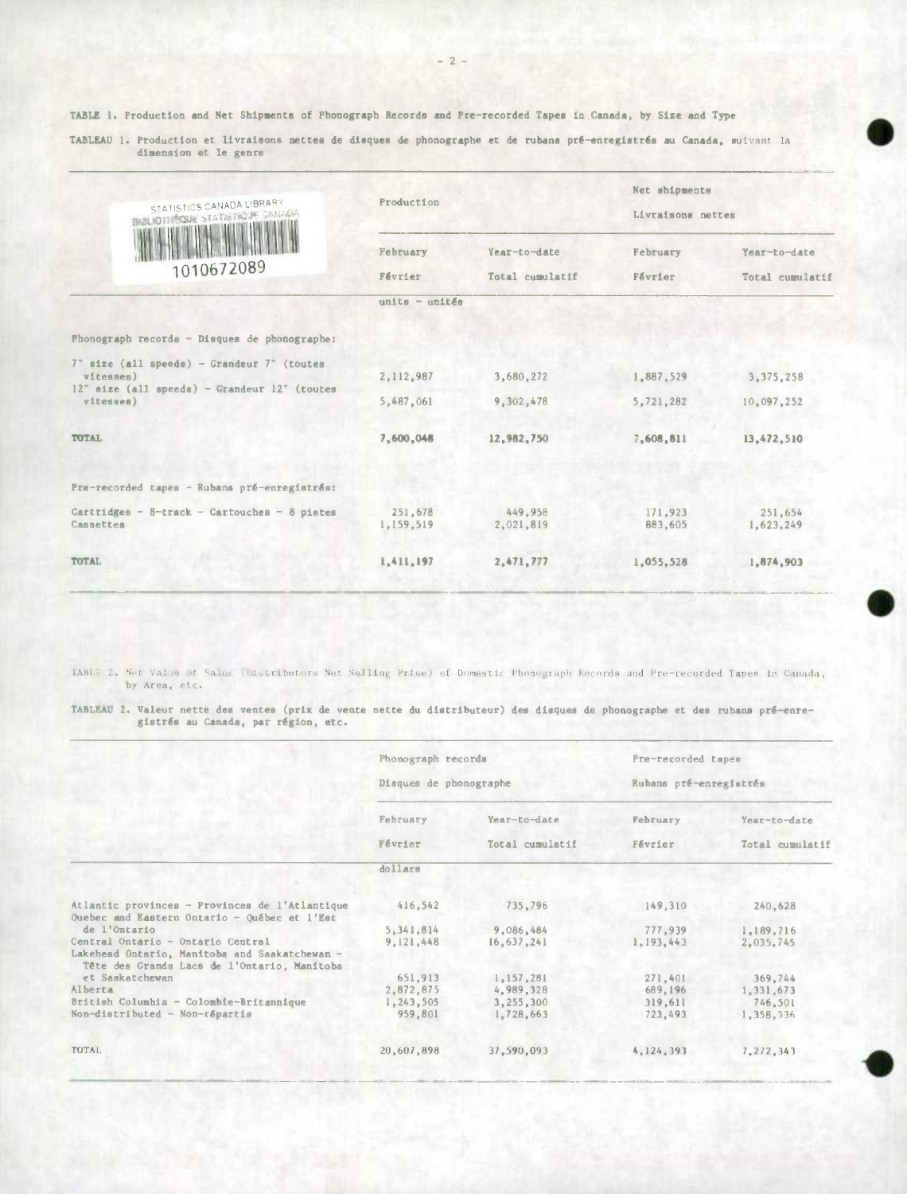TABLE 1. Production and Net Shipments of Phonograph Records and Pre-recorded Tapes in Canada, by Size and Type

TABLEAU 1. Production et livraisons nettes de disques de phonographe et de rubans pré-enregistrés au Canada, suivant la dimension et le genre

| | Production | | Net shipments Livraisons nettes | |
|---|---|---|---|---|
| | February Février | Year-to-date Total cumulatif | February Février | Year-to-date Total cumulatif |
| | units - unités | | | |
| Phonograph records - Disques de phonographe: | | | | |
| 7" size (all speeds) - Grandeur 7" (toutes vitesses) | 2,112,987 | 3,680,272 | 1,887,529 | 3,375,258 |
| 12" size (all speeds) - Grandeur 12" (toutes vitesses) | 5,487,061 | 9,302,478 | 5,721,282 | 10,097,252 |
| **TOTAL** | **7,600,048** | **12,982,750** | **7,608,811** | **13,472,510** |
| Pre-recorded tapes - Rubans pré-enregistrés: | | | | |
| Cartridges - 8-track - Cartouches - 8 pistes | 251,678 | 449,958 | 171,923 | 251,654 |
| Cassettes | 1,159,519 | 2,021,819 | 883,605 | 1,623,249 |
| **TOTAL** | **1,411,197** | **2,471,777** | **1,055,528** | **1,874,903** |

TABLE 2. Net Value of Sales (Distributors Net Selling Price) of Domestic Phonograph Records and Pre-recorded Tapes in Canada, by Area, etc.

TABLEAU 2. Valeur nette des ventes (prix de vente nette du distributeur) des disques de phonographe et des rubans pré-enregistrés au Canada, par région, etc.

| | Phonograph records Disques de phonographe | | Pre-recorded tapes Rubans pré-enregistrés | |
|---|---|---|---|---|
| | February Février | Year-to-date Total cumulatif | February Février | Year-to-date Total cumulatif |
| | dollars | | | |
| Atlantic provinces - Provinces de l'Atlantique | 416,542 | 735,796 | 149,310 | 240,628 |
| Quebec and Eastern Ontario - Québec et l'Est de l'Ontario | 5,341,814 | 9,086,484 | 777,939 | 1,189,716 |
| Central Ontario - Ontario Central | 9,121,448 | 16,637,241 | 1,193,443 | 2,035,745 |
| Lakehead Ontario, Manitoba and Saskatchewan - Tête des Grands Lacs de l'Ontario, Manitoba et Saskatchewan | 651,913 | 1,157,281 | 271,401 | 369,744 |
| Alberta | 2,872,875 | 4,989,328 | 689,196 | 1,331,673 |
| British Columbia - Colombie-Britannique | 1,243,505 | 3,255,300 | 319,611 | 746,501 |
| Non-distributed - Non-répartis | 959,801 | 1,728,663 | 723,493 | 1,358,336 |
| TOTAL | 20,607,898 | 37,590,093 | 4,124,393 | 7,272,343 |